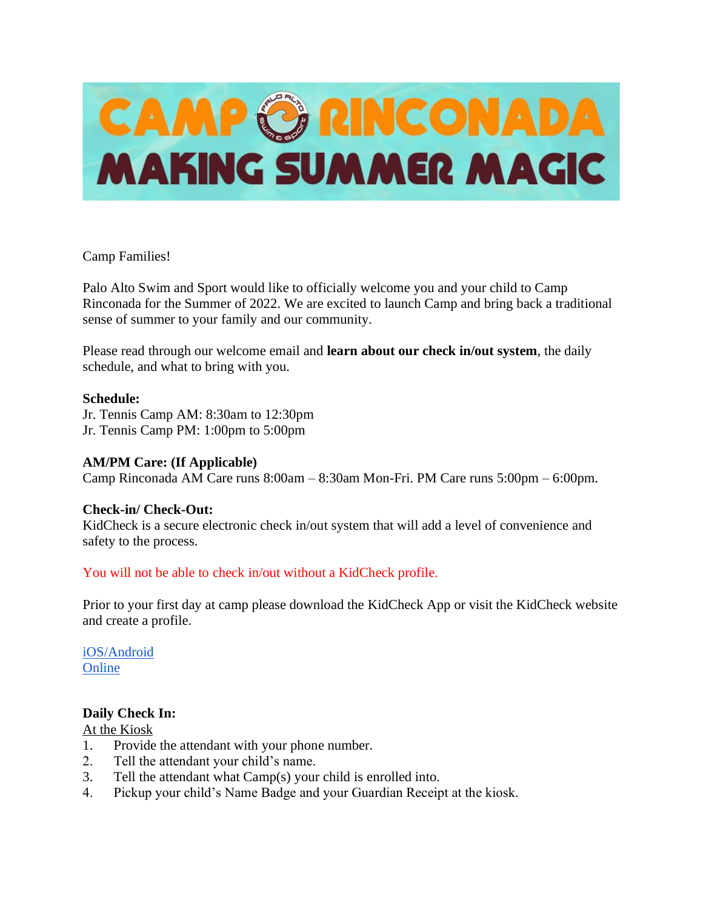# CAMP RINCONADA
## MAKING SUMMER MAGIC

Camp Families!

Palo Alto Swim and Sport would like to officially welcome you and your child to Camp Rinconada for the Summer of 2022. We are excited to launch Camp and bring back a traditional sense of summer to your family and our community.

Please read through our welcome email and **learn about our check in/out system**, the daily schedule, and what to bring with you.

**Schedule:**
Jr. Tennis Camp AM: 8:30am to 12:30pm
Jr. Tennis Camp PM: 1:00pm to 5:00pm

**AM/PM Care: (If Applicable)**
Camp Rinconada AM Care runs 8:00am – 8:30am Mon-Fri. PM Care runs 5:00pm – 6:00pm.

**Check-in/ Check-Out:**
KidCheck is a secure electronic check in/out system that will add a level of convenience and safety to the process.

You will not be able to check in/out without a KidCheck profile.

Prior to your first day at camp please download the KidCheck App or visit the KidCheck website and create a profile.

iOS/Android
Online

**Daily Check In:**
At the Kiosk

1. Provide the attendant with your phone number.
2. Tell the attendant your child's name.
3. Tell the attendant what Camp(s) your child is enrolled into.
4. Pickup your child's Name Badge and your Guardian Receipt at the kiosk.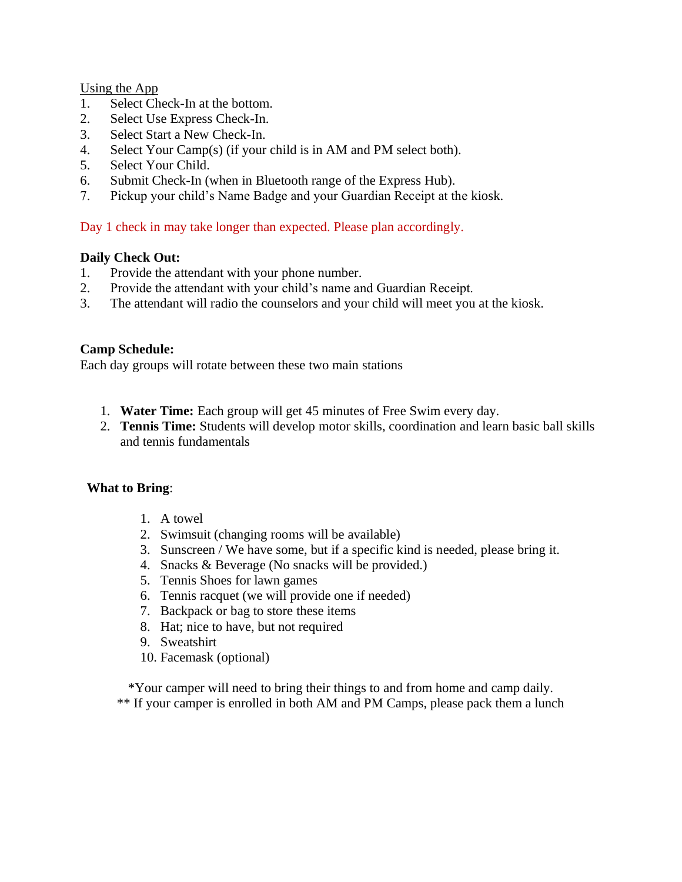Using the App

1. Select Check-In at the bottom.
2. Select Use Express Check-In.
3. Select Start a New Check-In.
4. Select Your Camp(s) (if your child is in AM and PM select both).
5. Select Your Child.
6. Submit Check-In (when in Bluetooth range of the Express Hub).
7. Pickup your child's Name Badge and your Guardian Receipt at the kiosk.

Day 1 check in may take longer than expected. Please plan accordingly.

**Daily Check Out:**

1. Provide the attendant with your phone number.
2. Provide the attendant with your child's name and Guardian Receipt.
3. The attendant will radio the counselors and your child will meet you at the kiosk.

**Camp Schedule:**

Each day groups will rotate between these two main stations

1. **Water Time:** Each group will get 45 minutes of Free Swim every day.
2. **Tennis Time:** Students will develop motor skills, coordination and learn basic ball skills and tennis fundamentals

**What to Bring**:

1. A towel
2. Swimsuit (changing rooms will be available)
3. Sunscreen / We have some, but if a specific kind is needed, please bring it.
4. Snacks & Beverage (No snacks will be provided.)
5. Tennis Shoes for lawn games
6. Tennis racquet (we will provide one if needed)
7. Backpack or bag to store these items
8. Hat; nice to have, but not required
9. Sweatshirt
10. Facemask (optional)

*Your camper will need to bring their things to and from home and camp daily.

** If your camper is enrolled in both AM and PM Camps, please pack them a lunch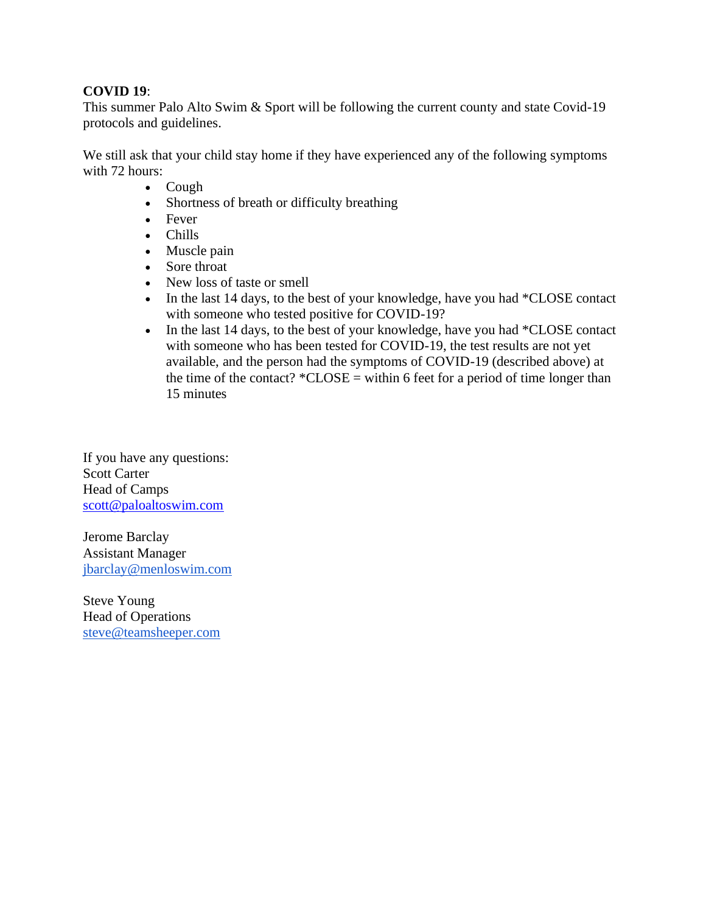**COVID 19**:
This summer Palo Alto Swim & Sport will be following the current county and state Covid-19 protocols and guidelines.

We still ask that your child stay home if they have experienced any of the following symptoms with 72 hours:

- Cough
- Shortness of breath or difficulty breathing
- Fever
- Chills
- Muscle pain
- Sore throat
- New loss of taste or smell
- In the last 14 days, to the best of your knowledge, have you had *CLOSE contact with someone who tested positive for COVID-19?
- In the last 14 days, to the best of your knowledge, have you had *CLOSE contact with someone who has been tested for COVID-19, the test results are not yet available, and the person had the symptoms of COVID-19 (described above) at the time of the contact? *CLOSE = within 6 feet for a period of time longer than 15 minutes

If you have any questions:
Scott Carter
Head of Camps
scott@paloaltoswim.com

Jerome Barclay
Assistant Manager
jbarclay@menloswim.com

Steve Young
Head of Operations
steve@teamsheeper.com